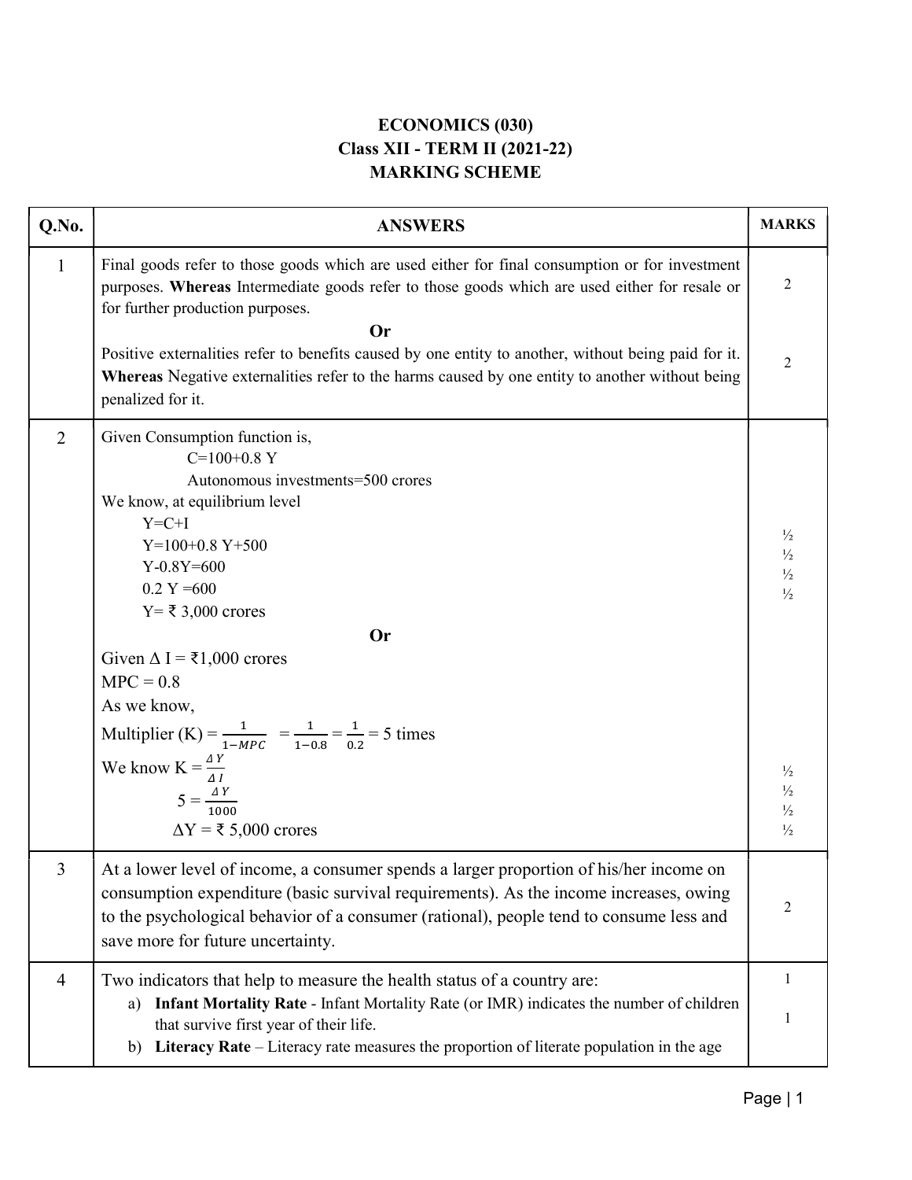# ECONOMICS (030)
## Class XII - TERM II (2021-22)
## MARKING SCHEME

| Q.No. | ANSWERS | MARKS |
|---|---|---|
| 1 | Final goods refer to those goods which are used either for final consumption or for investment purposes. **Whereas** Intermediate goods refer to those goods which are used either for resale or for further production purposes. | 2 |
| | **Or** | |
| | Positive externalities refer to benefits caused by one entity to another, without being paid for it. **Whereas** Negative externalities refer to the harms caused by one entity to another without being penalized for it. | 2 |
| 2 | Given Consumption function is, <br> $C=100+0.8\,Y$ <br> Autonomous investments=500 crores <br> We know, at equilibrium level <br> $Y=C+I$ <br> $Y=100+0.8\,Y+500$ <br> $Y-0.8Y=600$ <br> $0.2\,Y=600$ <br> Y= ₹ 3,000 crores | ½ <br> ½ <br> ½ <br> ½ |
| | **Or** | |
| | Given $\Delta I$ = ₹1,000 crores <br> MPC = 0.8 <br> As we know, <br> Multiplier (K) = $\frac{1}{1-MPC} = \frac{1}{1-0.8} = \frac{1}{0.2} = 5$ times <br> We know $K = \frac{\Delta Y}{\Delta I}$ <br> $5 = \frac{\Delta Y}{1000}$ <br> $\Delta Y$ = ₹ 5,000 crores | ½ <br> ½ <br> ½ <br> ½ |
| 3 | At a lower level of income, a consumer spends a larger proportion of his/her income on consumption expenditure (basic survival requirements). As the income increases, owing to the psychological behavior of a consumer (rational), people tend to consume less and save more for future uncertainty. | 2 |
| 4 | Two indicators that help to measure the health status of a country are: <br> a) **Infant Mortality Rate** - Infant Mortality Rate (or IMR) indicates the number of children that survive first year of their life. <br> b) **Literacy Rate** – Literacy rate measures the proportion of literate population in the age | 1 <br> 1 |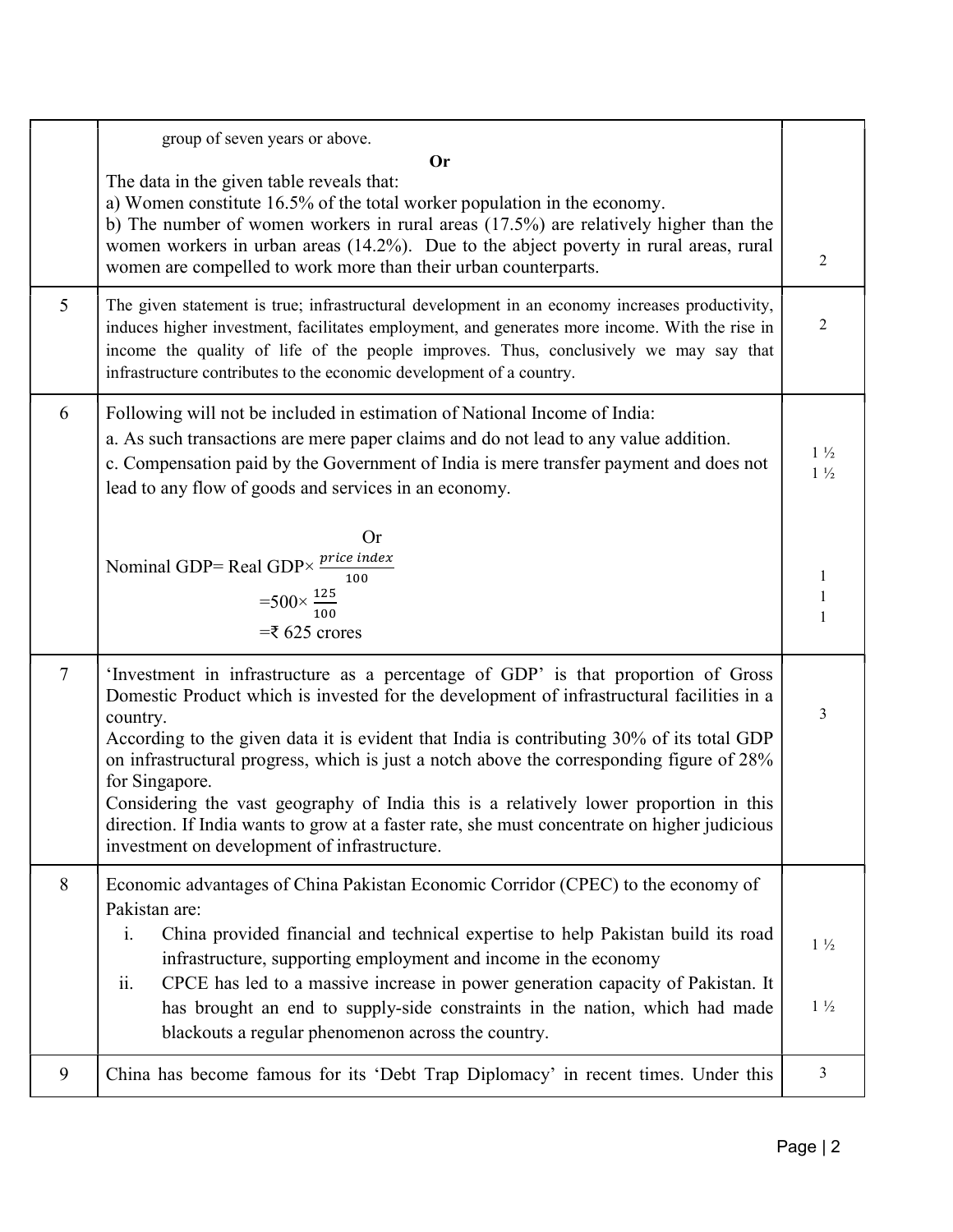| | | |
|---|---|---|
| | group of seven years or above.<br>**Or**<br>The data in the given table reveals that:<br>a) Women constitute 16.5% of the total worker population in the economy.<br>b) The number of women workers in rural areas (17.5%) are relatively higher than the women workers in urban areas (14.2%). Due to the abject poverty in rural areas, rural women are compelled to work more than their urban counterparts. | 2 |
| 5 | The given statement is true; infrastructural development in an economy increases productivity, induces higher investment, facilitates employment, and generates more income. With the rise in income the quality of life of the people improves. Thus, conclusively we may say that infrastructure contributes to the economic development of a country. | 2 |
| 6 | Following will not be included in estimation of National Income of India:<br>a. As such transactions are mere paper claims and do not lead to any value addition.<br>c. Compensation paid by the Government of India is mere transfer payment and does not lead to any flow of goods and services in an economy.<br>Or<br>Nominal GDP= Real GDP× $\frac{price\ index}{100}$<br>$=500\times\frac{125}{100}$<br>=₹ 625 crores | 1 ½<br>1 ½<br><br>1<br>1<br>1 |
| 7 | 'Investment in infrastructure as a percentage of GDP' is that proportion of Gross Domestic Product which is invested for the development of infrastructural facilities in a country.<br>According to the given data it is evident that India is contributing 30% of its total GDP on infrastructural progress, which is just a notch above the corresponding figure of 28% for Singapore.<br>Considering the vast geography of India this is a relatively lower proportion in this direction. If India wants to grow at a faster rate, she must concentrate on higher judicious investment on development of infrastructure. | 3 |
| 8 | Economic advantages of China Pakistan Economic Corridor (CPEC) to the economy of Pakistan are:<br>i. China provided financial and technical expertise to help Pakistan build its road infrastructure, supporting employment and income in the economy<br>ii. CPCE has led to a massive increase in power generation capacity of Pakistan. It has brought an end to supply-side constraints in the nation, which had made blackouts a regular phenomenon across the country. | 1 ½<br><br>1 ½ |
| 9 | China has become famous for its 'Debt Trap Diplomacy' in recent times. Under this | 3 |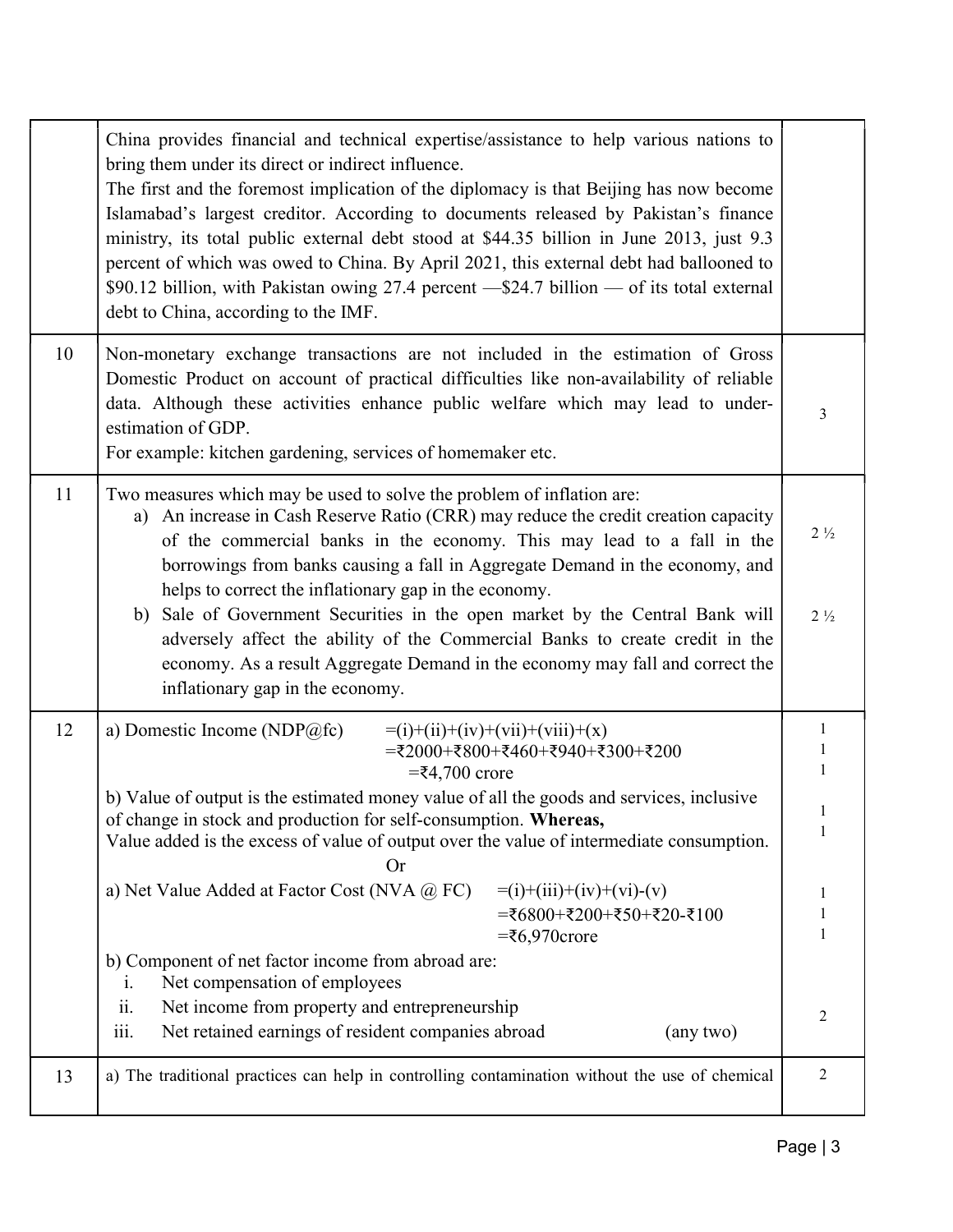| | | |
|---|---|---|
| | China provides financial and technical expertise/assistance to help various nations to bring them under its direct or indirect influence.<br>The first and the foremost implication of the diplomacy is that Beijing has now become Islamabad's largest creditor. According to documents released by Pakistan's finance ministry, its total public external debt stood at \$44.35 billion in June 2013, just 9.3 percent of which was owed to China. By April 2021, this external debt had ballooned to \$90.12 billion, with Pakistan owing 27.4 percent —\$24.7 billion — of its total external debt to China, according to the IMF. | |
| 10 | Non-monetary exchange transactions are not included in the estimation of Gross Domestic Product on account of practical difficulties like non-availability of reliable data. Although these activities enhance public welfare which may lead to under-estimation of GDP.<br>For example: kitchen gardening, services of homemaker etc. | 3 |
| 11 | Two measures which may be used to solve the problem of inflation are:<br>a) An increase in Cash Reserve Ratio (CRR) may reduce the credit creation capacity of the commercial banks in the economy. This may lead to a fall in the borrowings from banks causing a fall in Aggregate Demand in the economy, and helps to correct the inflationary gap in the economy.<br>b) Sale of Government Securities in the open market by the Central Bank will adversely affect the ability of the Commercial Banks to create credit in the economy. As a result Aggregate Demand in the economy may fall and correct the inflationary gap in the economy. | 2 ½<br><br>2 ½ |
| 12 | a) Domestic Income (NDP@fc) =(i)+(ii)+(iv)+(vii)+(viii)+(x)<br>=₹2000+₹800+₹460+₹940+₹300+₹200<br>=₹4,700 crore<br>b) Value of output is the estimated money value of all the goods and services, inclusive of change in stock and production for self-consumption. **Whereas,**<br>Value added is the excess of value of output over the value of intermediate consumption.<br>Or<br>a) Net Value Added at Factor Cost (NVA @ FC) =(i)+(iii)+(iv)+(vi)-(v)<br>=₹6800+₹200+₹50+₹20-₹100<br>=₹6,970crore<br>b) Component of net factor income from abroad are:<br>i. Net compensation of employees<br>ii. Net income from property and entrepreneurship<br>iii. Net retained earnings of resident companies abroad (any two) | 1<br>1<br>1<br><br>1<br>1<br><br>1<br>1<br>1<br><br><br><br>2 |
| 13 | a) The traditional practices can help in controlling contamination without the use of chemical | 2 |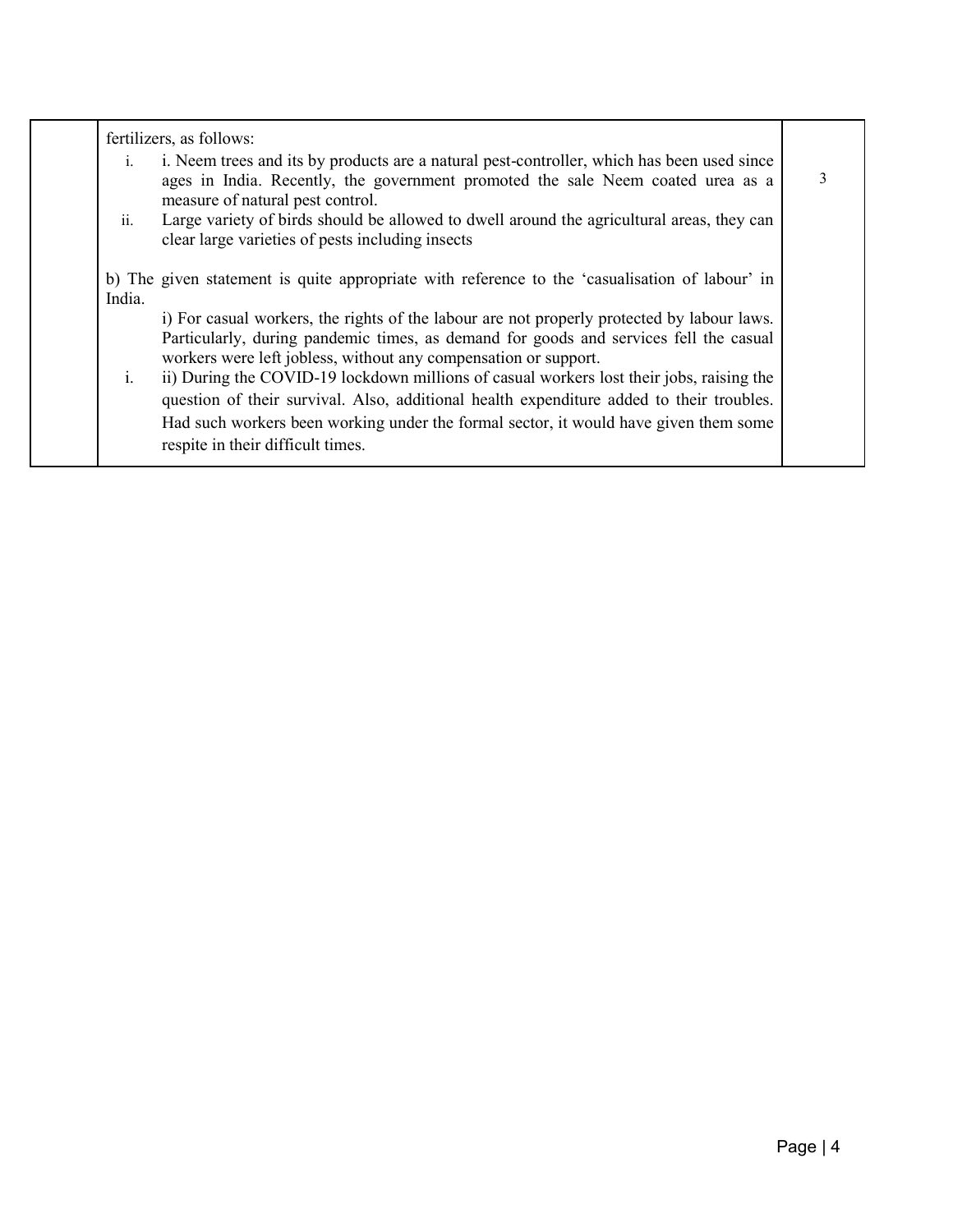| | | |
|---|---|---|
| | fertilizers, as follows:<br>i. i. Neem trees and its by products are a natural pest-controller, which has been used since ages in India. Recently, the government promoted the sale Neem coated urea as a measure of natural pest control.<br>ii. Large variety of birds should be allowed to dwell around the agricultural areas, they can clear large varieties of pests including insects<br><br>b) The given statement is quite appropriate with reference to the 'casualisation of labour' in India.<br>i) For casual workers, the rights of the labour are not properly protected by labour laws. Particularly, during pandemic times, as demand for goods and services fell the casual workers were left jobless, without any compensation or support.<br>i. ii) During the COVID-19 lockdown millions of casual workers lost their jobs, raising the question of their survival. Also, additional health expenditure added to their troubles. Had such workers been working under the formal sector, it would have given them some respite in their difficult times. | 3 |